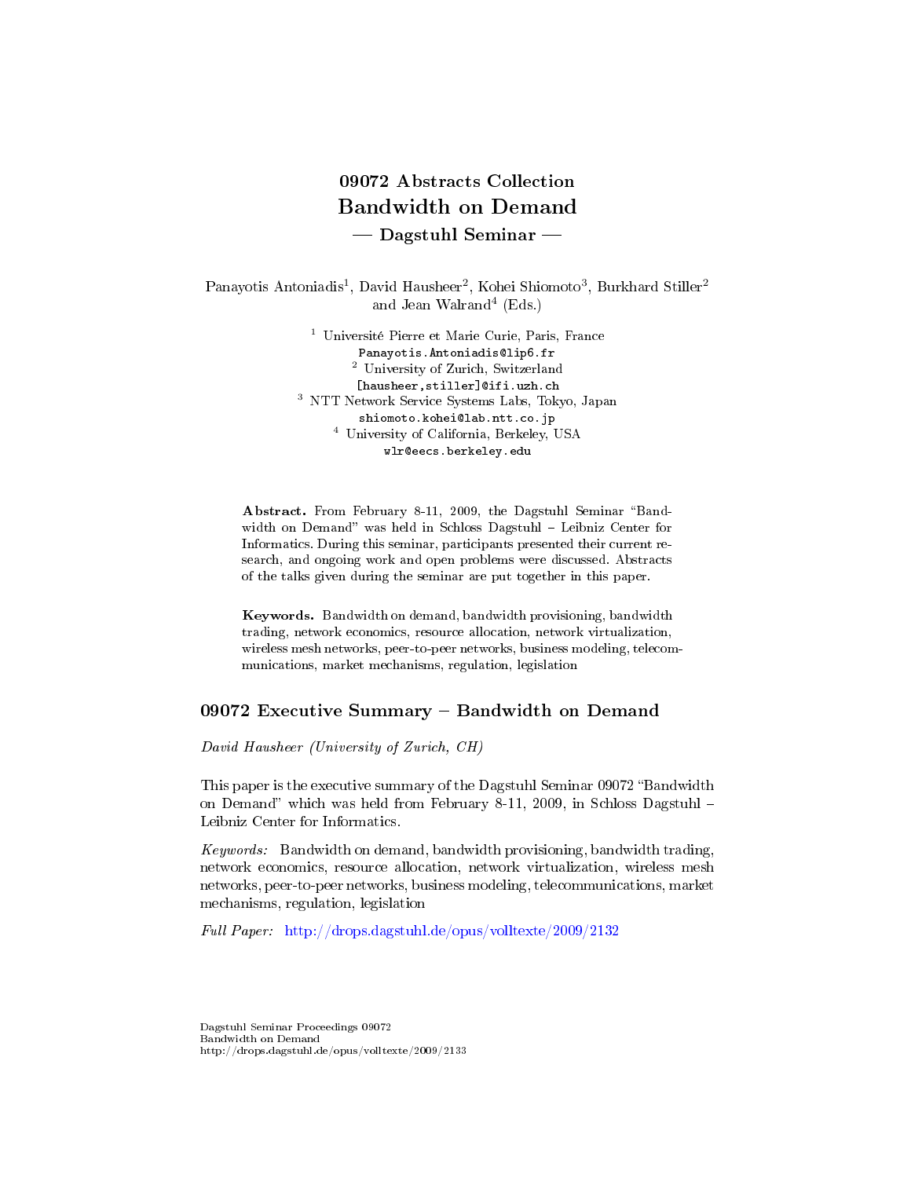# 09072 Abstracts Collection
# Bandwidth on Demand
## — Dagstuhl Seminar —

Panayotis Antoniadis[1], David Hausheer[2], Kohei Shiomoto[3], Burkhard Stiller[2] and Jean Walrand[4] (Eds.)

[1] Université Pierre et Marie Curie, Paris, France
Panayotis.Antoniadis@lip6.fr
[2] University of Zurich, Switzerland
[hausheer,stiller]@ifi.uzh.ch
[3] NTT Network Service Systems Labs, Tokyo, Japan
shiomoto.kohei@lab.ntt.co.jp
[4] University of California, Berkeley, USA
wlr@eecs.berkeley.edu

**Abstract.** From February 8-11, 2009, the Dagstuhl Seminar "Bandwidth on Demand" was held in Schloss Dagstuhl – Leibniz Center for Informatics. During this seminar, participants presented their current research, and ongoing work and open problems were discussed. Abstracts of the talks given during the seminar are put together in this paper.

**Keywords.** Bandwidth on demand, bandwidth provisioning, bandwidth trading, network economics, resource allocation, network virtualization, wireless mesh networks, peer-to-peer networks, business modeling, telecommunications, market mechanisms, regulation, legislation

## 09072 Executive Summary – Bandwidth on Demand

*David Hausheer (University of Zurich, CH)*

This paper is the executive summary of the Dagstuhl Seminar 09072 "Bandwidth on Demand" which was held from February 8-11, 2009, in Schloss Dagstuhl – Leibniz Center for Informatics.

*Keywords:* Bandwidth on demand, bandwidth provisioning, bandwidth trading, network economics, resource allocation, network virtualization, wireless mesh networks, peer-to-peer networks, business modeling, telecommunications, market mechanisms, regulation, legislation

*Full Paper:* http://drops.dagstuhl.de/opus/volltexte/2009/2132

Dagstuhl Seminar Proceedings 09072
Bandwidth on Demand
http://drops.dagstuhl.de/opus/volltexte/2009/2133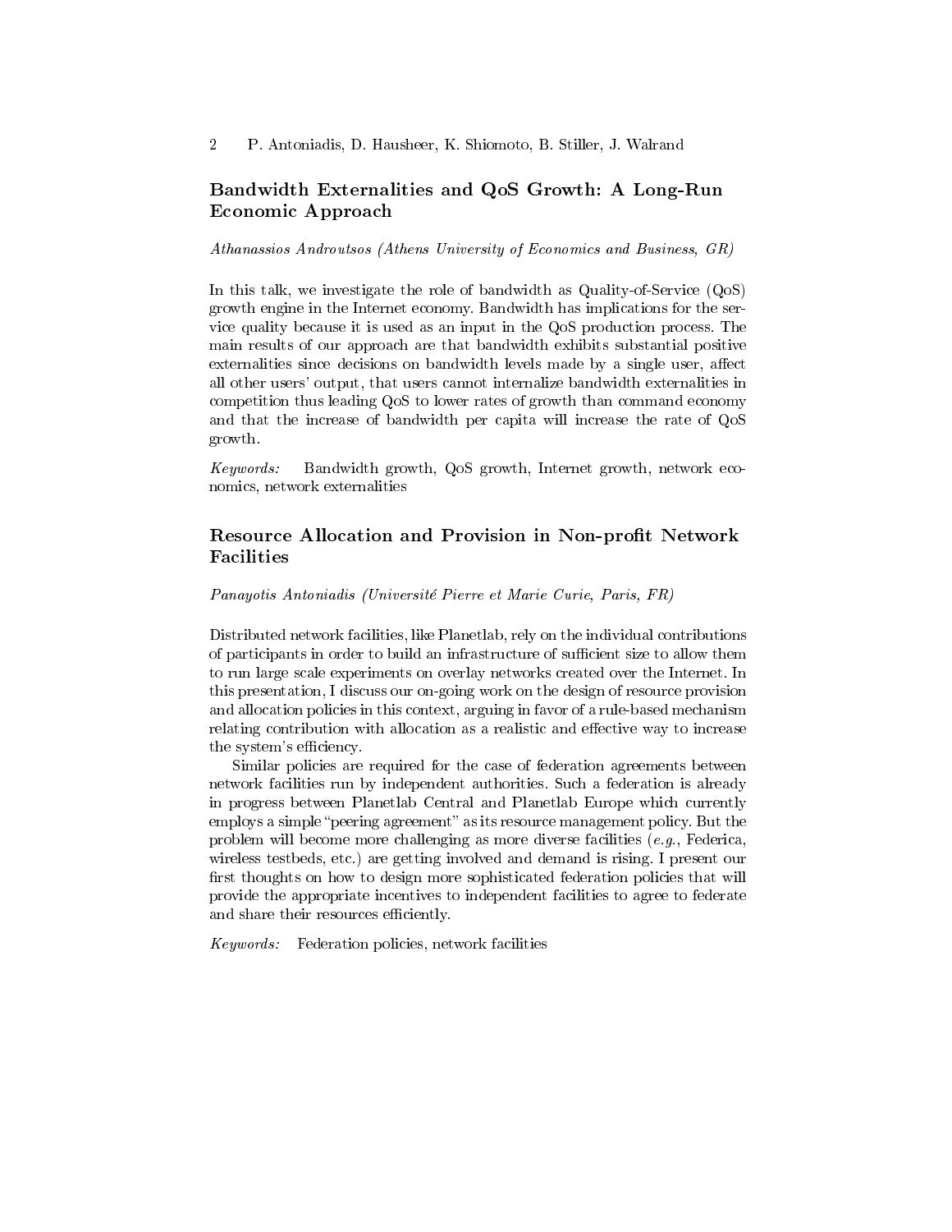## Bandwidth Externalities and QoS Growth: A Long-Run Economic Approach

*Athanassios Androutsos (Athens University of Economics and Business, GR)*

In this talk, we investigate the role of bandwidth as Quality-of-Service (QoS) growth engine in the Internet economy. Bandwidth has implications for the service quality because it is used as an input in the QoS production process. The main results of our approach are that bandwidth exhibits substantial positive externalities since decisions on bandwidth levels made by a single user, affect all other users' output, that users cannot internalize bandwidth externalities in competition thus leading QoS to lower rates of growth than command economy and that the increase of bandwidth per capita will increase the rate of QoS growth.

*Keywords:* Bandwidth growth, QoS growth, Internet growth, network economics, network externalities

## Resource Allocation and Provision in Non-profit Network Facilities

*Panayotis Antoniadis (Université Pierre et Marie Curie, Paris, FR)*

Distributed network facilities, like Planetlab, rely on the individual contributions of participants in order to build an infrastructure of sufficient size to allow them to run large scale experiments on overlay networks created over the Internet. In this presentation, I discuss our on-going work on the design of resource provision and allocation policies in this context, arguing in favor of a rule-based mechanism relating contribution with allocation as a realistic and effective way to increase the system's efficiency.

Similar policies are required for the case of federation agreements between network facilities run by independent authorities. Such a federation is already in progress between Planetlab Central and Planetlab Europe which currently employs a simple "peering agreement" as its resource management policy. But the problem will become more challenging as more diverse facilities (*e.g.*, Federica, wireless testbeds, etc.) are getting involved and demand is rising. I present our first thoughts on how to design more sophisticated federation policies that will provide the appropriate incentives to independent facilities to agree to federate and share their resources efficiently.

*Keywords:* Federation policies, network facilities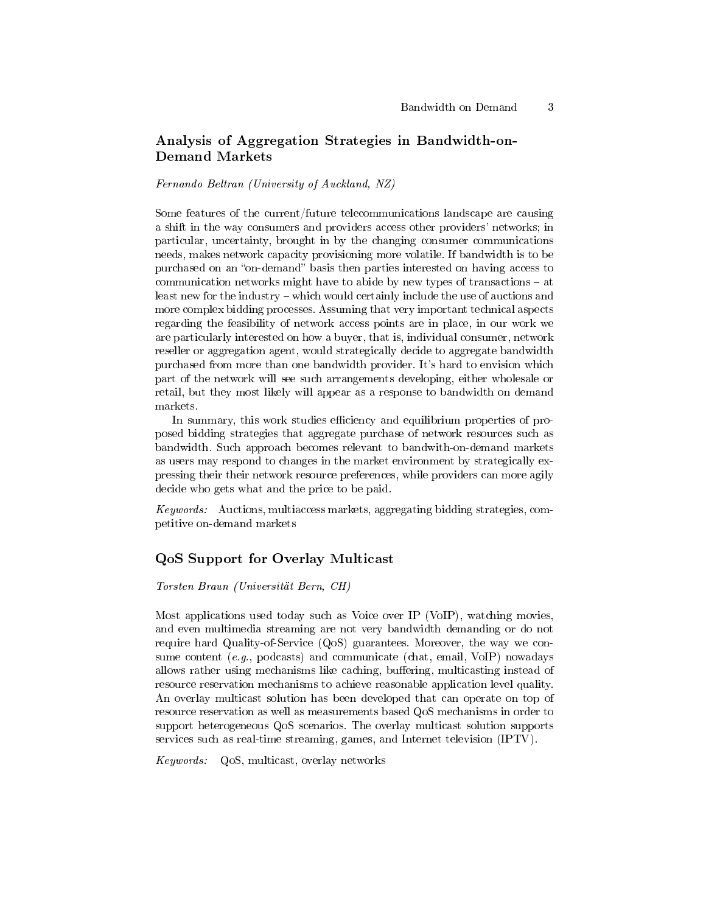### Analysis of Aggregation Strategies in Bandwidth-on-Demand Markets

*Fernando Beltran (University of Auckland, NZ)*

Some features of the current/future telecommunications landscape are causing a shift in the way consumers and providers access other providers' networks; in particular, uncertainty, brought in by the changing consumer communications needs, makes network capacity provisioning more volatile. If bandwidth is to be purchased on an "on-demand" basis then parties interested on having access to communication networks might have to abide by new types of transactions – at least new for the industry – which would certainly include the use of auctions and more complex bidding processes. Assuming that very important technical aspects regarding the feasibility of network access points are in place, in our work we are particularly interested on how a buyer, that is, individual consumer, network reseller or aggregation agent, would strategically decide to aggregate bandwidth purchased from more than one bandwidth provider. It's hard to envision which part of the network will see such arrangements developing, either wholesale or retail, but they most likely will appear as a response to bandwidth on demand markets.

In summary, this work studies efficiency and equilibrium properties of proposed bidding strategies that aggregate purchase of network resources such as bandwidth. Such approach becomes relevant to bandwith-on-demand markets as users may respond to changes in the market environment by strategically expressing their their network resource preferences, while providers can more agily decide who gets what and the price to be paid.

*Keywords:* Auctions, multiaccess markets, aggregating bidding strategies, competitive on-demand markets

### QoS Support for Overlay Multicast

*Torsten Braun (Universität Bern, CH)*

Most applications used today such as Voice over IP (VoIP), watching movies, and even multimedia streaming are not very bandwidth demanding or do not require hard Quality-of-Service (QoS) guarantees. Moreover, the way we consume content (*e.g.*, podcasts) and communicate (chat, email, VoIP) nowadays allows rather using mechanisms like caching, buffering, multicasting instead of resource reservation mechanisms to achieve reasonable application level quality. An overlay multicast solution has been developed that can operate on top of resource reservation as well as measurements based QoS mechanisms in order to support heterogeneous QoS scenarios. The overlay multicast solution supports services such as real-time streaming, games, and Internet television (IPTV).

*Keywords:* QoS, multicast, overlay networks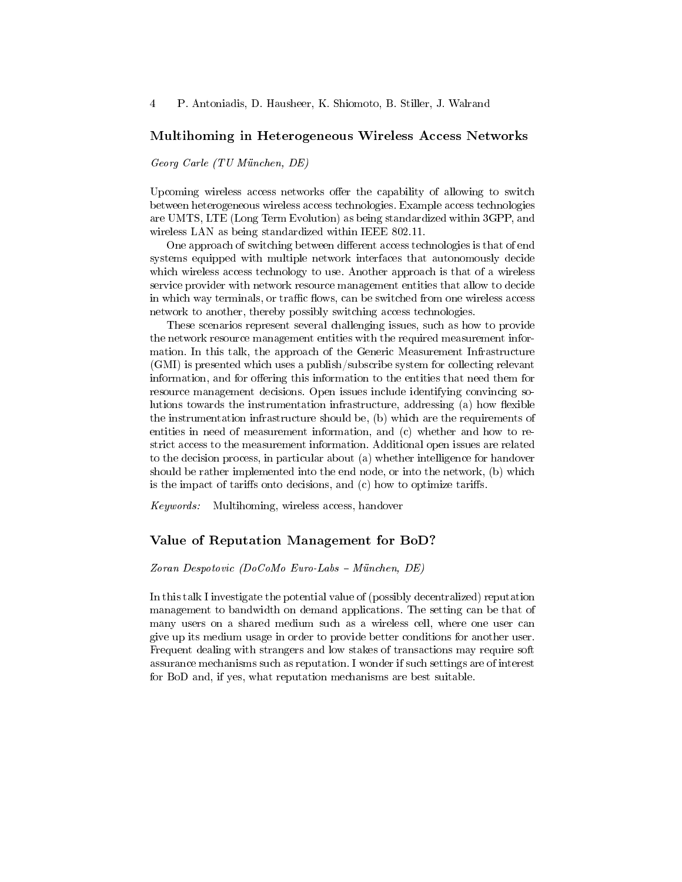## Multihoming in Heterogeneous Wireless Access Networks

*Georg Carle (TU München, DE)*

Upcoming wireless access networks offer the capability of allowing to switch between heterogeneous wireless access technologies. Example access technologies are UMTS, LTE (Long Term Evolution) as being standardized within 3GPP, and wireless LAN as being standardized within IEEE 802.11.

One approach of switching between different access technologies is that of end systems equipped with multiple network interfaces that autonomously decide which wireless access technology to use. Another approach is that of a wireless service provider with network resource management entities that allow to decide in which way terminals, or traffic flows, can be switched from one wireless access network to another, thereby possibly switching access technologies.

These scenarios represent several challenging issues, such as how to provide the network resource management entities with the required measurement information. In this talk, the approach of the Generic Measurement Infrastructure (GMI) is presented which uses a publish/subscribe system for collecting relevant information, and for offering this information to the entities that need them for resource management decisions. Open issues include identifying convincing solutions towards the instrumentation infrastructure, addressing (a) how flexible the instrumentation infrastructure should be, (b) which are the requirements of entities in need of measurement information, and (c) whether and how to restrict access to the measurement information. Additional open issues are related to the decision process, in particular about (a) whether intelligence for handover should be rather implemented into the end node, or into the network, (b) which is the impact of tariffs onto decisions, and (c) how to optimize tariffs.

*Keywords:* Multihoming, wireless access, handover

## Value of Reputation Management for BoD?

*Zoran Despotovic (DoCoMo Euro-Labs – München, DE)*

In this talk I investigate the potential value of (possibly decentralized) reputation management to bandwidth on demand applications. The setting can be that of many users on a shared medium such as a wireless cell, where one user can give up its medium usage in order to provide better conditions for another user. Frequent dealing with strangers and low stakes of transactions may require soft assurance mechanisms such as reputation. I wonder if such settings are of interest for BoD and, if yes, what reputation mechanisms are best suitable.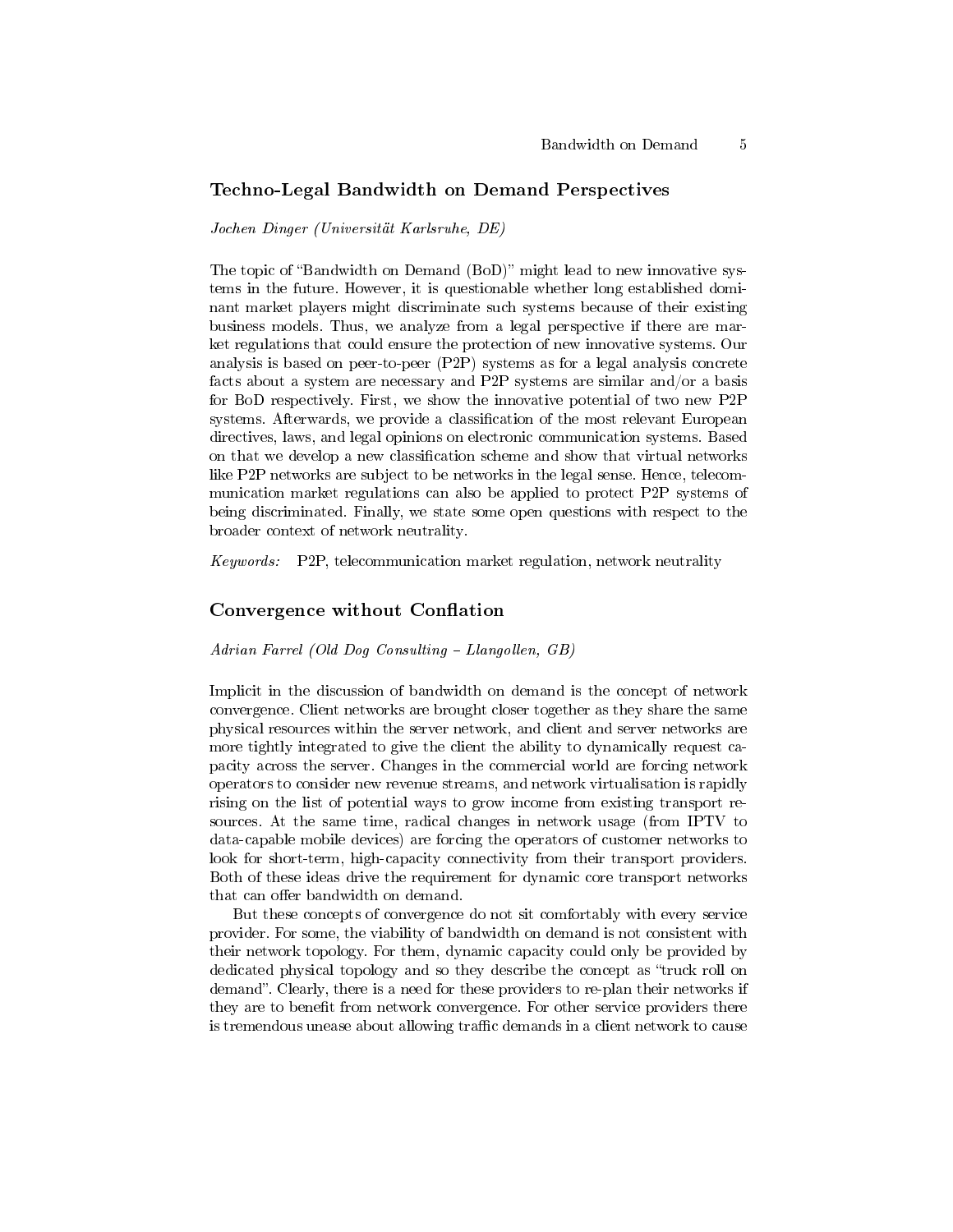## Techno-Legal Bandwidth on Demand Perspectives

*Jochen Dinger (Universität Karlsruhe, DE)*

The topic of "Bandwidth on Demand (BoD)" might lead to new innovative systems in the future. However, it is questionable whether long established dominant market players might discriminate such systems because of their existing business models. Thus, we analyze from a legal perspective if there are market regulations that could ensure the protection of new innovative systems. Our analysis is based on peer-to-peer (P2P) systems as for a legal analysis concrete facts about a system are necessary and P2P systems are similar and/or a basis for BoD respectively. First, we show the innovative potential of two new P2P systems. Afterwards, we provide a classification of the most relevant European directives, laws, and legal opinions on electronic communication systems. Based on that we develop a new classification scheme and show that virtual networks like P2P networks are subject to be networks in the legal sense. Hence, telecommunication market regulations can also be applied to protect P2P systems of being discriminated. Finally, we state some open questions with respect to the broader context of network neutrality.

*Keywords:* P2P, telecommunication market regulation, network neutrality

## Convergence without Conflation

*Adrian Farrel (Old Dog Consulting – Llangollen, GB)*

Implicit in the discussion of bandwidth on demand is the concept of network convergence. Client networks are brought closer together as they share the same physical resources within the server network, and client and server networks are more tightly integrated to give the client the ability to dynamically request capacity across the server. Changes in the commercial world are forcing network operators to consider new revenue streams, and network virtualisation is rapidly rising on the list of potential ways to grow income from existing transport resources. At the same time, radical changes in network usage (from IPTV to data-capable mobile devices) are forcing the operators of customer networks to look for short-term, high-capacity connectivity from their transport providers. Both of these ideas drive the requirement for dynamic core transport networks that can offer bandwidth on demand.

But these concepts of convergence do not sit comfortably with every service provider. For some, the viability of bandwidth on demand is not consistent with their network topology. For them, dynamic capacity could only be provided by dedicated physical topology and so they describe the concept as "truck roll on demand". Clearly, there is a need for these providers to re-plan their networks if they are to benefit from network convergence. For other service providers there is tremendous unease about allowing traffic demands in a client network to cause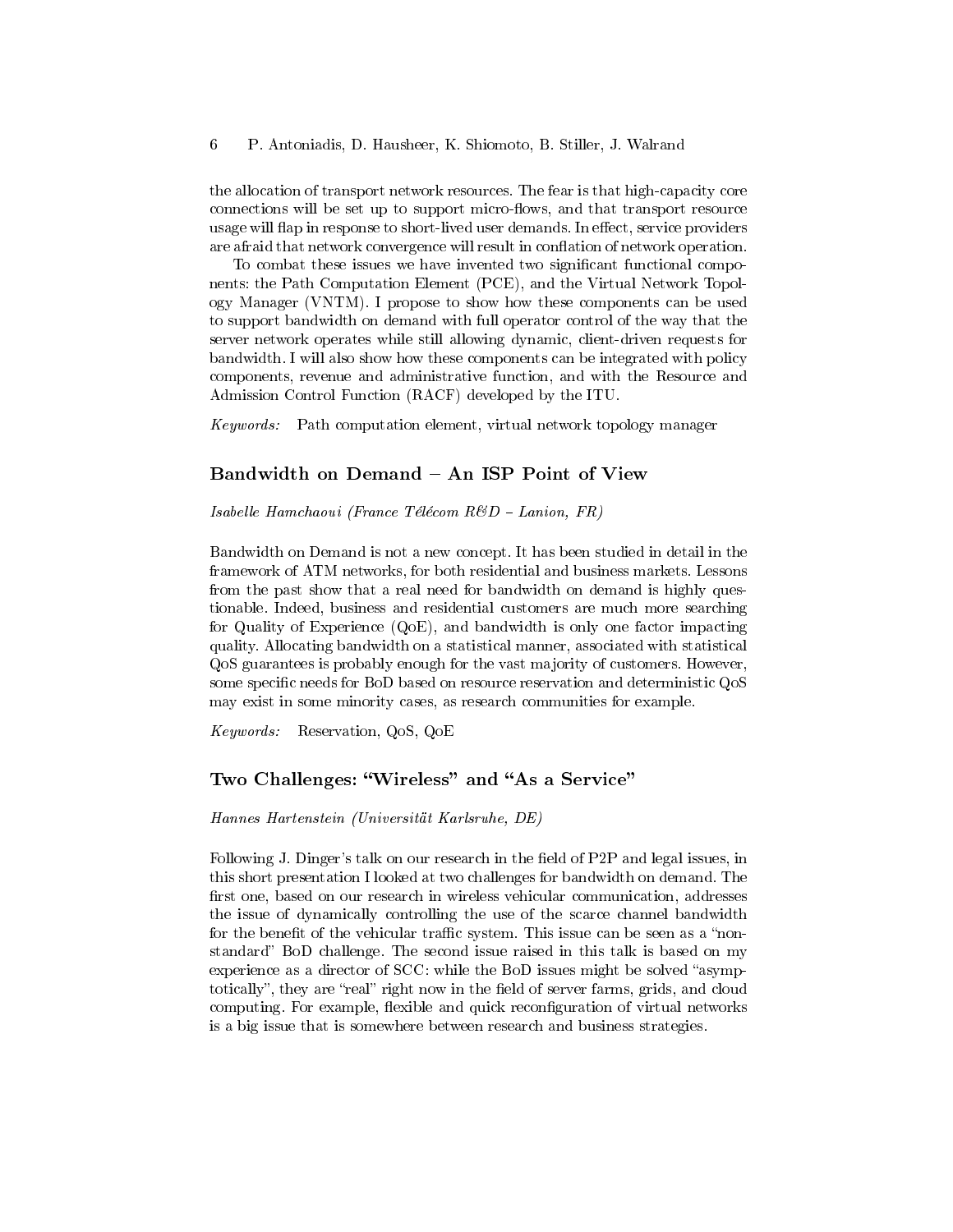the allocation of transport network resources. The fear is that high-capacity core connections will be set up to support micro-flows, and that transport resource usage will flap in response to short-lived user demands. In effect, service providers are afraid that network convergence will result in conflation of network operation.

To combat these issues we have invented two significant functional components: the Path Computation Element (PCE), and the Virtual Network Topology Manager (VNTM). I propose to show how these components can be used to support bandwidth on demand with full operator control of the way that the server network operates while still allowing dynamic, client-driven requests for bandwidth. I will also show how these components can be integrated with policy components, revenue and administrative function, and with the Resource and Admission Control Function (RACF) developed by the ITU.

*Keywords:* Path computation element, virtual network topology manager

## Bandwidth on Demand – An ISP Point of View

*Isabelle Hamchaoui (France Télécom R&D – Lanion, FR)*

Bandwidth on Demand is not a new concept. It has been studied in detail in the framework of ATM networks, for both residential and business markets. Lessons from the past show that a real need for bandwidth on demand is highly questionable. Indeed, business and residential customers are much more searching for Quality of Experience (QoE), and bandwidth is only one factor impacting quality. Allocating bandwidth on a statistical manner, associated with statistical QoS guarantees is probably enough for the vast majority of customers. However, some specific needs for BoD based on resource reservation and deterministic QoS may exist in some minority cases, as research communities for example.

*Keywords:* Reservation, QoS, QoE

## Two Challenges: "Wireless" and "As a Service"

*Hannes Hartenstein (Universität Karlsruhe, DE)*

Following J. Dinger's talk on our research in the field of P2P and legal issues, in this short presentation I looked at two challenges for bandwidth on demand. The first one, based on our research in wireless vehicular communication, addresses the issue of dynamically controlling the use of the scarce channel bandwidth for the benefit of the vehicular traffic system. This issue can be seen as a "non-standard" BoD challenge. The second issue raised in this talk is based on my experience as a director of SCC: while the BoD issues might be solved "asymptotically", they are "real" right now in the field of server farms, grids, and cloud computing. For example, flexible and quick reconfiguration of virtual networks is a big issue that is somewhere between research and business strategies.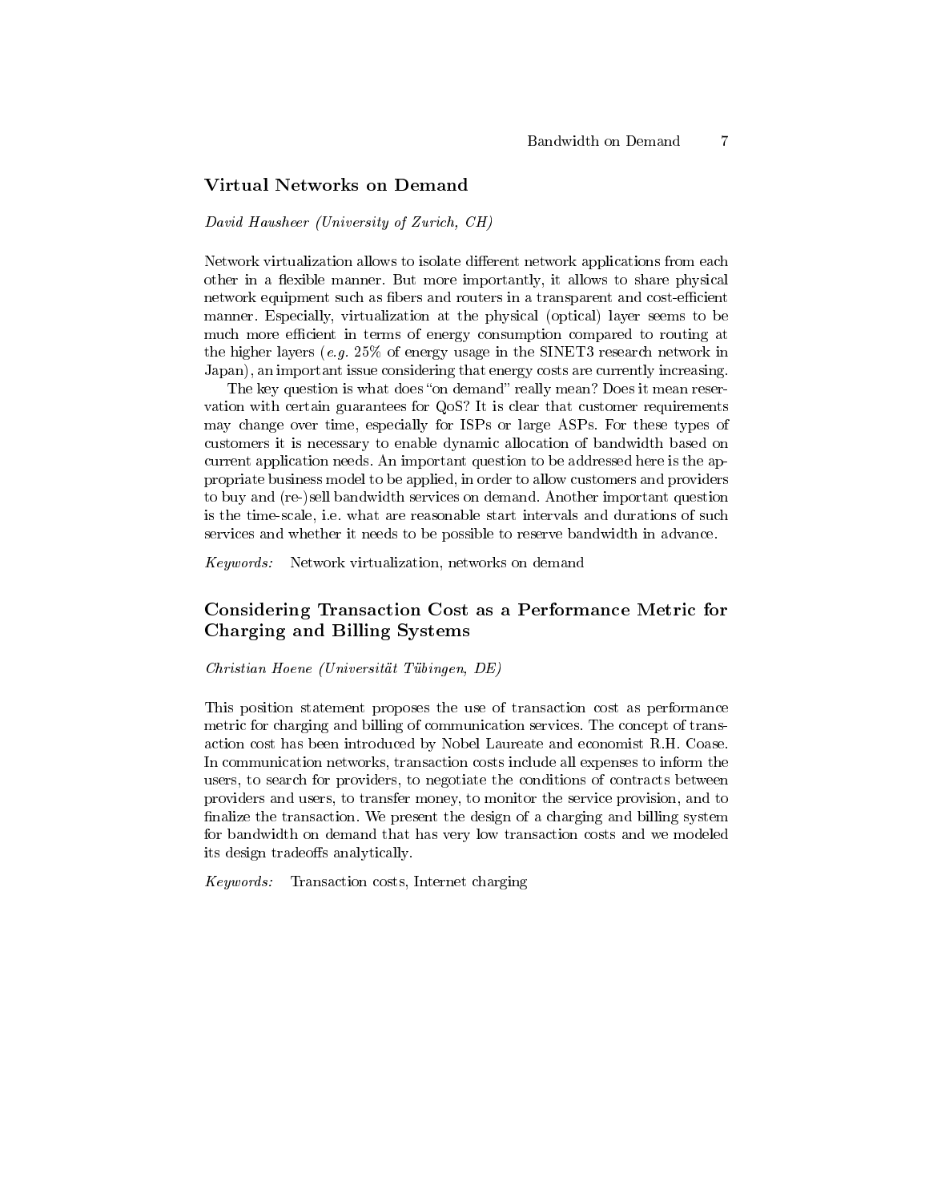## Virtual Networks on Demand

*David Hausheer (University of Zurich, CH)*

Network virtualization allows to isolate different network applications from each other in a flexible manner. But more importantly, it allows to share physical network equipment such as fibers and routers in a transparent and cost-efficient manner. Especially, virtualization at the physical (optical) layer seems to be much more efficient in terms of energy consumption compared to routing at the higher layers (*e.g.* 25% of energy usage in the SINET3 research network in Japan), an important issue considering that energy costs are currently increasing.

The key question is what does "on demand" really mean? Does it mean reservation with certain guarantees for QoS? It is clear that customer requirements may change over time, especially for ISPs or large ASPs. For these types of customers it is necessary to enable dynamic allocation of bandwidth based on current application needs. An important question to be addressed here is the appropriate business model to be applied, in order to allow customers and providers to buy and (re-)sell bandwidth services on demand. Another important question is the time-scale, i.e. what are reasonable start intervals and durations of such services and whether it needs to be possible to reserve bandwidth in advance.

*Keywords:* Network virtualization, networks on demand

## Considering Transaction Cost as a Performance Metric for Charging and Billing Systems

*Christian Hoene (Universität Tübingen, DE)*

This position statement proposes the use of transaction cost as performance metric for charging and billing of communication services. The concept of transaction cost has been introduced by Nobel Laureate and economist R.H. Coase. In communication networks, transaction costs include all expenses to inform the users, to search for providers, to negotiate the conditions of contracts between providers and users, to transfer money, to monitor the service provision, and to finalize the transaction. We present the design of a charging and billing system for bandwidth on demand that has very low transaction costs and we modeled its design tradeoffs analytically.

*Keywords:* Transaction costs, Internet charging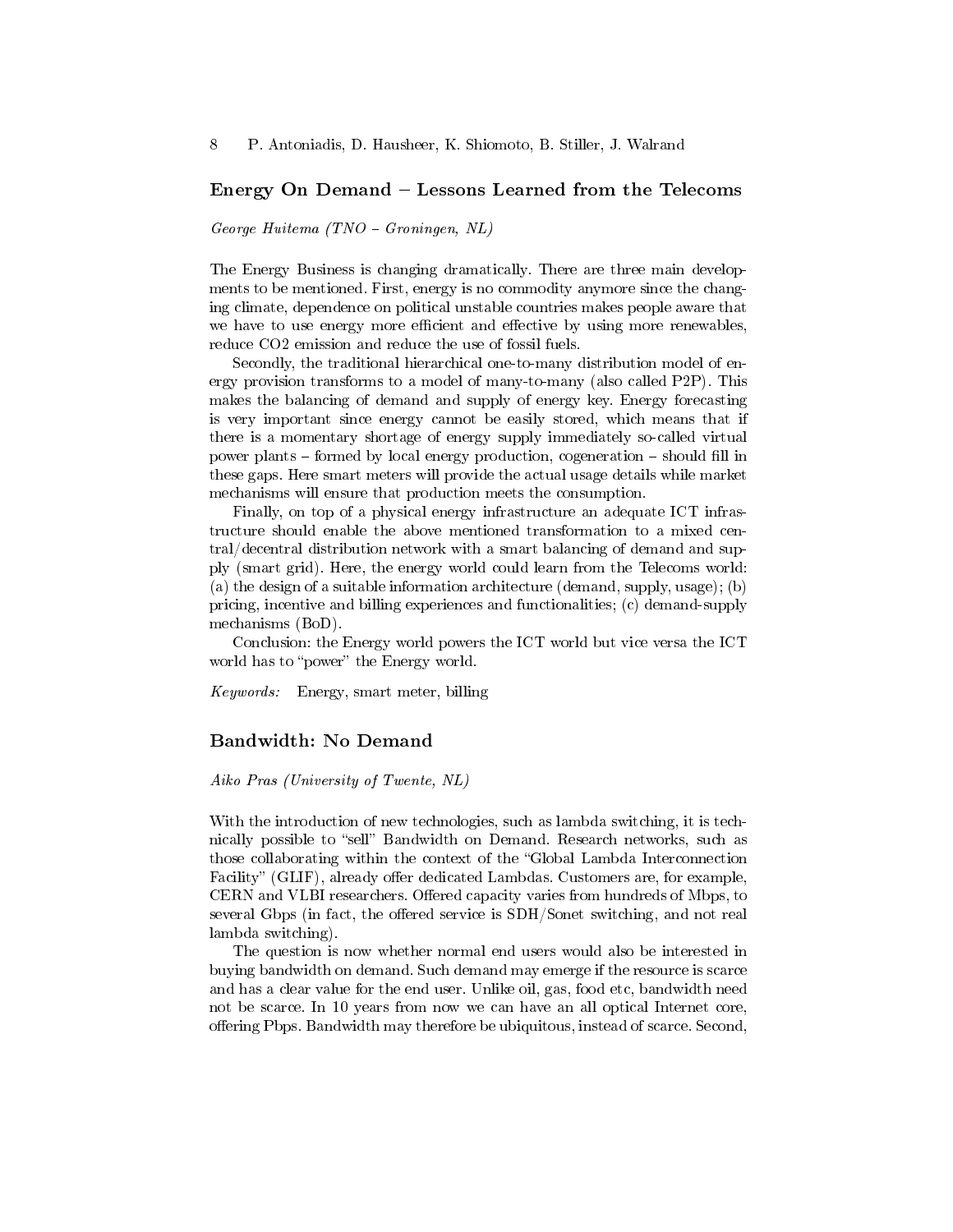## Energy On Demand – Lessons Learned from the Telecoms

*George Huitema (TNO – Groningen, NL)*

The Energy Business is changing dramatically. There are three main developments to be mentioned. First, energy is no commodity anymore since the changing climate, dependence on political unstable countries makes people aware that we have to use energy more efficient and effective by using more renewables, reduce CO2 emission and reduce the use of fossil fuels.

Secondly, the traditional hierarchical one-to-many distribution model of energy provision transforms to a model of many-to-many (also called P2P). This makes the balancing of demand and supply of energy key. Energy forecasting is very important since energy cannot be easily stored, which means that if there is a momentary shortage of energy supply immediately so-called virtual power plants – formed by local energy production, cogeneration – should fill in these gaps. Here smart meters will provide the actual usage details while market mechanisms will ensure that production meets the consumption.

Finally, on top of a physical energy infrastructure an adequate ICT infrastructure should enable the above mentioned transformation to a mixed central/decentral distribution network with a smart balancing of demand and supply (smart grid). Here, the energy world could learn from the Telecoms world: (a) the design of a suitable information architecture (demand, supply, usage); (b) pricing, incentive and billing experiences and functionalities; (c) demand-supply mechanisms (BoD).

Conclusion: the Energy world powers the ICT world but vice versa the ICT world has to "power" the Energy world.

*Keywords:* Energy, smart meter, billing

## Bandwidth: No Demand

*Aiko Pras (University of Twente, NL)*

With the introduction of new technologies, such as lambda switching, it is technically possible to "sell" Bandwidth on Demand. Research networks, such as those collaborating within the context of the "Global Lambda Interconnection Facility" (GLIF), already offer dedicated Lambdas. Customers are, for example, CERN and VLBI researchers. Offered capacity varies from hundreds of Mbps, to several Gbps (in fact, the offered service is SDH/Sonet switching, and not real lambda switching).

The question is now whether normal end users would also be interested in buying bandwidth on demand. Such demand may emerge if the resource is scarce and has a clear value for the end user. Unlike oil, gas, food etc, bandwidth need not be scarce. In 10 years from now we can have an all optical Internet core, offering Pbps. Bandwidth may therefore be ubiquitous, instead of scarce. Second,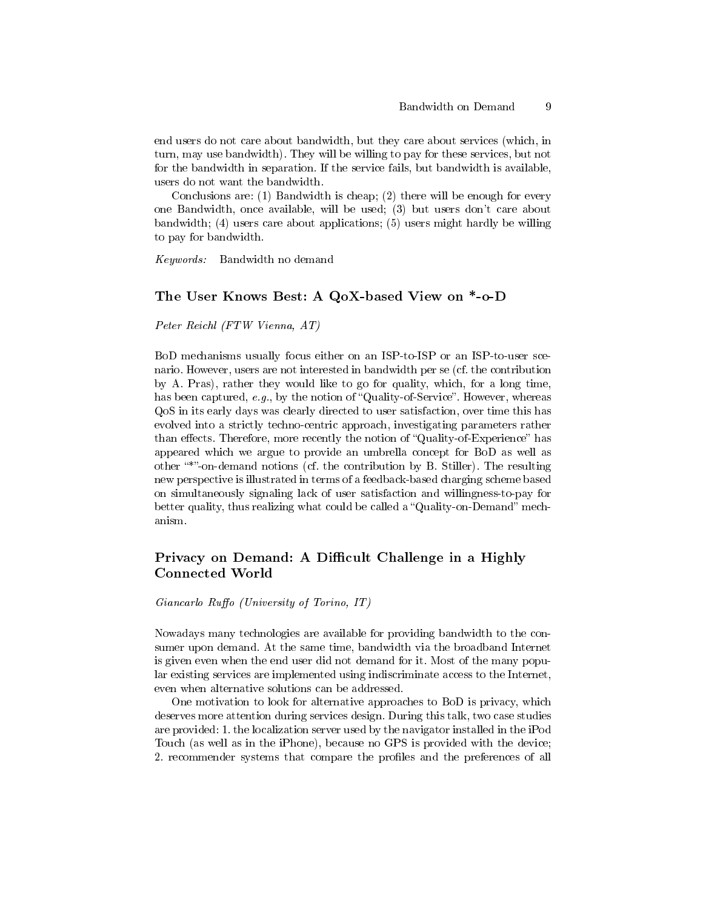end users do not care about bandwidth, but they care about services (which, in turn, may use bandwidth). They will be willing to pay for these services, but not for the bandwidth in separation. If the service fails, but bandwidth is available, users do not want the bandwidth.

Conclusions are: (1) Bandwidth is cheap; (2) there will be enough for every one Bandwidth, once available, will be used; (3) but users don't care about bandwidth; (4) users care about applications; (5) users might hardly be willing to pay for bandwidth.

*Keywords:* Bandwidth no demand

## The User Knows Best: A QoX-based View on *-o-D

*Peter Reichl (FTW Vienna, AT)*

BoD mechanisms usually focus either on an ISP-to-ISP or an ISP-to-user scenario. However, users are not interested in bandwidth per se (cf. the contribution by A. Pras), rather they would like to go for quality, which, for a long time, has been captured, *e.g.*, by the notion of "Quality-of-Service". However, whereas QoS in its early days was clearly directed to user satisfaction, over time this has evolved into a strictly techno-centric approach, investigating parameters rather than effects. Therefore, more recently the notion of "Quality-of-Experience" has appeared which we argue to provide an umbrella concept for BoD as well as other "*"-on-demand notions (cf. the contribution by B. Stiller). The resulting new perspective is illustrated in terms of a feedback-based charging scheme based on simultaneously signaling lack of user satisfaction and willingness-to-pay for better quality, thus realizing what could be called a "Quality-on-Demand" mechanism.

## Privacy on Demand: A Difficult Challenge in a Highly Connected World

*Giancarlo Ruffo (University of Torino, IT)*

Nowadays many technologies are available for providing bandwidth to the consumer upon demand. At the same time, bandwidth via the broadband Internet is given even when the end user did not demand for it. Most of the many popular existing services are implemented using indiscriminate access to the Internet, even when alternative solutions can be addressed.

One motivation to look for alternative approaches to BoD is privacy, which deserves more attention during services design. During this talk, two case studies are provided: 1. the localization server used by the navigator installed in the iPod Touch (as well as in the iPhone), because no GPS is provided with the device; 2. recommender systems that compare the profiles and the preferences of all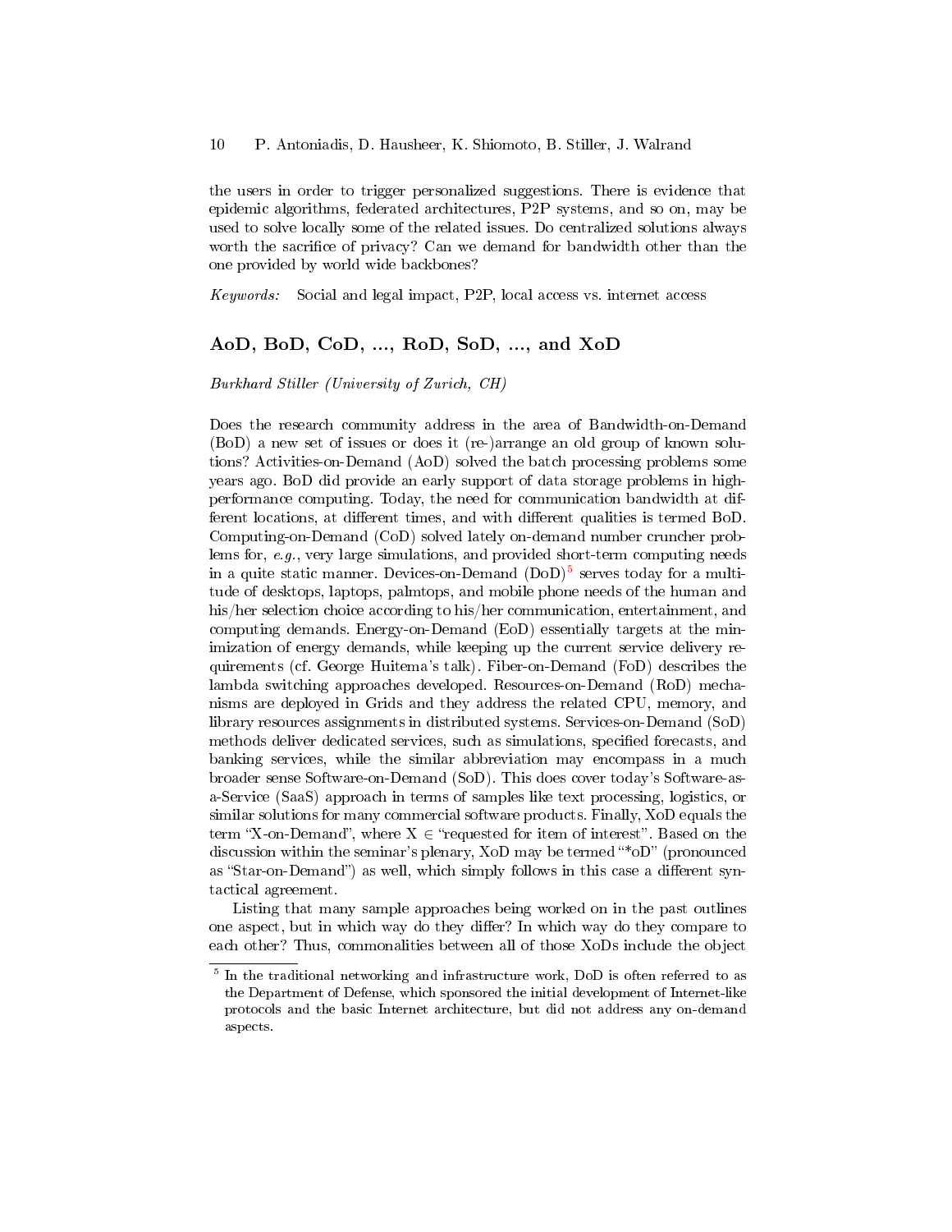the users in order to trigger personalized suggestions. There is evidence that epidemic algorithms, federated architectures, P2P systems, and so on, may be used to solve locally some of the related issues. Do centralized solutions always worth the sacrifice of privacy? Can we demand for bandwidth other than the one provided by world wide backbones?

*Keywords:* Social and legal impact, P2P, local access vs. internet access

## AoD, BoD, CoD, ..., RoD, SoD, ..., and XoD

*Burkhard Stiller (University of Zurich, CH)*

Does the research community address in the area of Bandwidth-on-Demand (BoD) a new set of issues or does it (re-)arrange an old group of known solutions? Activities-on-Demand (AoD) solved the batch processing problems some years ago. BoD did provide an early support of data storage problems in high-performance computing. Today, the need for communication bandwidth at different locations, at different times, and with different qualities is termed BoD. Computing-on-Demand (CoD) solved lately on-demand number cruncher problems for, *e.g.*, very large simulations, and provided short-term computing needs in a quite static manner. Devices-on-Demand (DoD)[5] serves today for a multitude of desktops, laptops, palmtops, and mobile phone needs of the human and his/her selection choice according to his/her communication, entertainment, and computing demands. Energy-on-Demand (EoD) essentially targets at the minimization of energy demands, while keeping up the current service delivery requirements (cf. George Huitema's talk). Fiber-on-Demand (FoD) describes the lambda switching approaches developed. Resources-on-Demand (RoD) mechanisms are deployed in Grids and they address the related CPU, memory, and library resources assignments in distributed systems. Services-on-Demand (SoD) methods deliver dedicated services, such as simulations, specified forecasts, and banking services, while the similar abbreviation may encompass in a much broader sense Software-on-Demand (SoD). This does cover today's Software-as-a-Service (SaaS) approach in terms of samples like text processing, logistics, or similar solutions for many commercial software products. Finally, XoD equals the term "X-on-Demand", where X $\in$ "requested for item of interest". Based on the discussion within the seminar's plenary, XoD may be termed "*oD" (pronounced as "Star-on-Demand") as well, which simply follows in this case a different syntactical agreement.

Listing that many sample approaches being worked on in the past outlines one aspect, but in which way do they differ? In which way do they compare to each other? Thus, commonalities between all of those XoDs include the object

[5] In the traditional networking and infrastructure work, DoD is often referred to as the Department of Defense, which sponsored the initial development of Internet-like protocols and the basic Internet architecture, but did not address any on-demand aspects.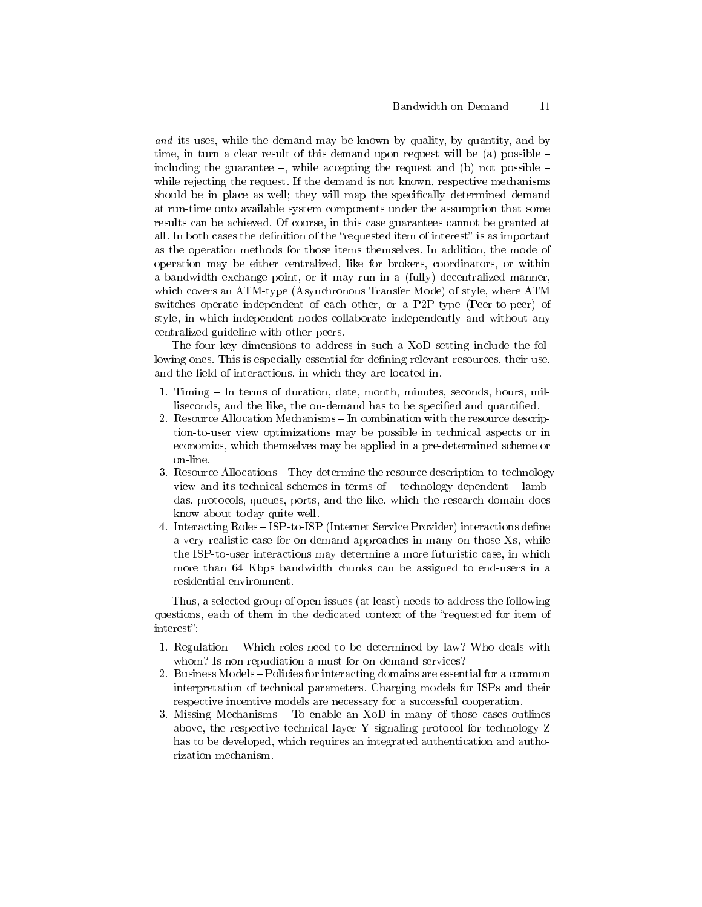*and* its uses, while the demand may be known by quality, by quantity, and by time, in turn a clear result of this demand upon request will be (a) possible – including the guarantee –, while accepting the request and (b) not possible – while rejecting the request. If the demand is not known, respective mechanisms should be in place as well; they will map the specifically determined demand at run-time onto available system components under the assumption that some results can be achieved. Of course, in this case guarantees cannot be granted at all. In both cases the definition of the "requested item of interest" is as important as the operation methods for those items themselves. In addition, the mode of operation may be either centralized, like for brokers, coordinators, or within a bandwidth exchange point, or it may run in a (fully) decentralized manner, which covers an ATM-type (Asynchronous Transfer Mode) of style, where ATM switches operate independent of each other, or a P2P-type (Peer-to-peer) of style, in which independent nodes collaborate independently and without any centralized guideline with other peers.

The four key dimensions to address in such a XoD setting include the following ones. This is especially essential for defining relevant resources, their use, and the field of interactions, in which they are located in.

1. Timing – In terms of duration, date, month, minutes, seconds, hours, milliseconds, and the like, the on-demand has to be specified and quantified.
2. Resource Allocation Mechanisms – In combination with the resource description-to-user view optimizations may be possible in technical aspects or in economics, which themselves may be applied in a pre-determined scheme or on-line.
3. Resource Allocations – They determine the resource description-to-technology view and its technical schemes in terms of – technology-dependent – lambdas, protocols, queues, ports, and the like, which the research domain does know about today quite well.
4. Interacting Roles – ISP-to-ISP (Internet Service Provider) interactions define a very realistic case for on-demand approaches in many on those Xs, while the ISP-to-user interactions may determine a more futuristic case, in which more than 64 Kbps bandwidth chunks can be assigned to end-users in a residential environment.

Thus, a selected group of open issues (at least) needs to address the following questions, each of them in the dedicated context of the "requested for item of interest":

1. Regulation – Which roles need to be determined by law? Who deals with whom? Is non-repudiation a must for on-demand services?
2. Business Models – Policies for interacting domains are essential for a common interpretation of technical parameters. Charging models for ISPs and their respective incentive models are necessary for a successful cooperation.
3. Missing Mechanisms – To enable an XoD in many of those cases outlines above, the respective technical layer Y signaling protocol for technology Z has to be developed, which requires an integrated authentication and authorization mechanism.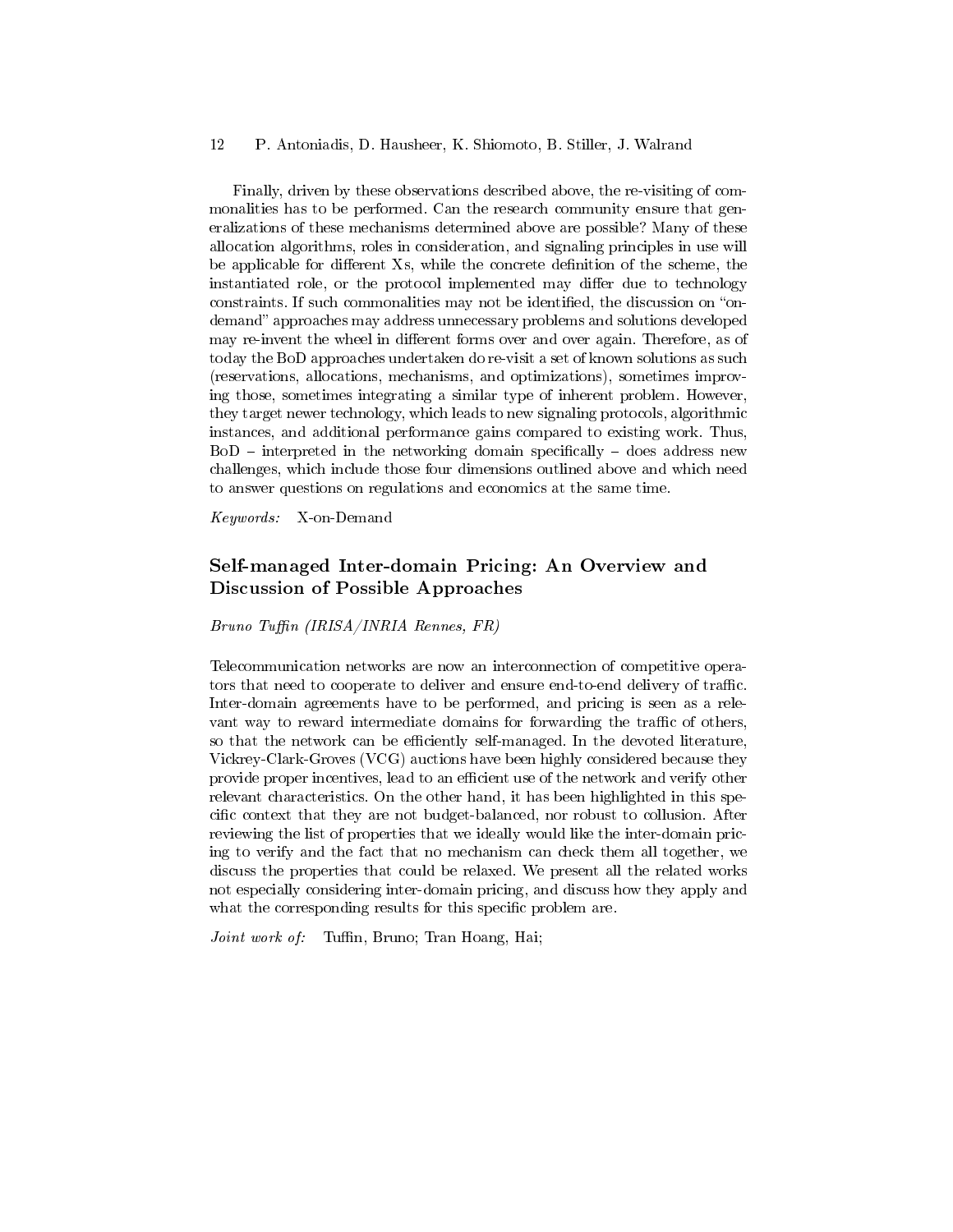Finally, driven by these observations described above, the re-visiting of commonalities has to be performed. Can the research community ensure that generalizations of these mechanisms determined above are possible? Many of these allocation algorithms, roles in consideration, and signaling principles in use will be applicable for different Xs, while the concrete definition of the scheme, the instantiated role, or the protocol implemented may differ due to technology constraints. If such commonalities may not be identified, the discussion on "on-demand" approaches may address unnecessary problems and solutions developed may re-invent the wheel in different forms over and over again. Therefore, as of today the BoD approaches undertaken do re-visit a set of known solutions as such (reservations, allocations, mechanisms, and optimizations), sometimes improving those, sometimes integrating a similar type of inherent problem. However, they target newer technology, which leads to new signaling protocols, algorithmic instances, and additional performance gains compared to existing work. Thus, BoD – interpreted in the networking domain specifically – does address new challenges, which include those four dimensions outlined above and which need to answer questions on regulations and economics at the same time.

*Keywords:* X-on-Demand

## Self-managed Inter-domain Pricing: An Overview and Discussion of Possible Approaches

*Bruno Tuffin (IRISA/INRIA Rennes, FR)*

Telecommunication networks are now an interconnection of competitive operators that need to cooperate to deliver and ensure end-to-end delivery of traffic. Inter-domain agreements have to be performed, and pricing is seen as a relevant way to reward intermediate domains for forwarding the traffic of others, so that the network can be efficiently self-managed. In the devoted literature, Vickrey-Clark-Groves (VCG) auctions have been highly considered because they provide proper incentives, lead to an efficient use of the network and verify other relevant characteristics. On the other hand, it has been highlighted in this specific context that they are not budget-balanced, nor robust to collusion. After reviewing the list of properties that we ideally would like the inter-domain pricing to verify and the fact that no mechanism can check them all together, we discuss the properties that could be relaxed. We present all the related works not especially considering inter-domain pricing, and discuss how they apply and what the corresponding results for this specific problem are.

*Joint work of:* Tuffin, Bruno; Tran Hoang, Hai;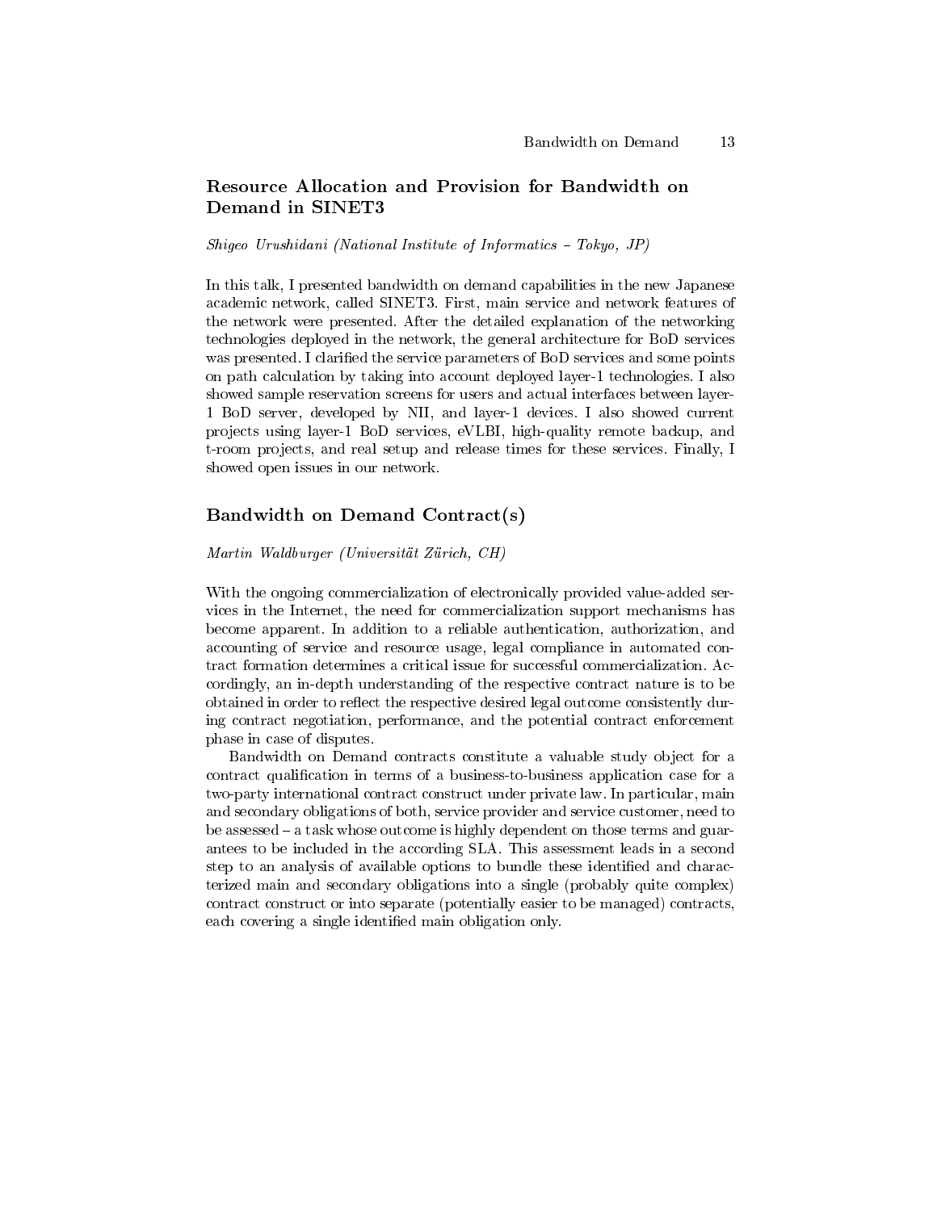## Resource Allocation and Provision for Bandwidth on Demand in SINET3

*Shigeo Urushidani (National Institute of Informatics – Tokyo, JP)*

In this talk, I presented bandwidth on demand capabilities in the new Japanese academic network, called SINET3. First, main service and network features of the network were presented. After the detailed explanation of the networking technologies deployed in the network, the general architecture for BoD services was presented. I clarified the service parameters of BoD services and some points on path calculation by taking into account deployed layer-1 technologies. I also showed sample reservation screens for users and actual interfaces between layer-1 BoD server, developed by NII, and layer-1 devices. I also showed current projects using layer-1 BoD services, eVLBI, high-quality remote backup, and t-room projects, and real setup and release times for these services. Finally, I showed open issues in our network.

## Bandwidth on Demand Contract(s)

*Martin Waldburger (Universität Zürich, CH)*

With the ongoing commercialization of electronically provided value-added services in the Internet, the need for commercialization support mechanisms has become apparent. In addition to a reliable authentication, authorization, and accounting of service and resource usage, legal compliance in automated contract formation determines a critical issue for successful commercialization. Accordingly, an in-depth understanding of the respective contract nature is to be obtained in order to reflect the respective desired legal outcome consistently during contract negotiation, performance, and the potential contract enforcement phase in case of disputes.

Bandwidth on Demand contracts constitute a valuable study object for a contract qualification in terms of a business-to-business application case for a two-party international contract construct under private law. In particular, main and secondary obligations of both, service provider and service customer, need to be assessed – a task whose outcome is highly dependent on those terms and guarantees to be included in the according SLA. This assessment leads in a second step to an analysis of available options to bundle these identified and characterized main and secondary obligations into a single (probably quite complex) contract construct or into separate (potentially easier to be managed) contracts, each covering a single identified main obligation only.